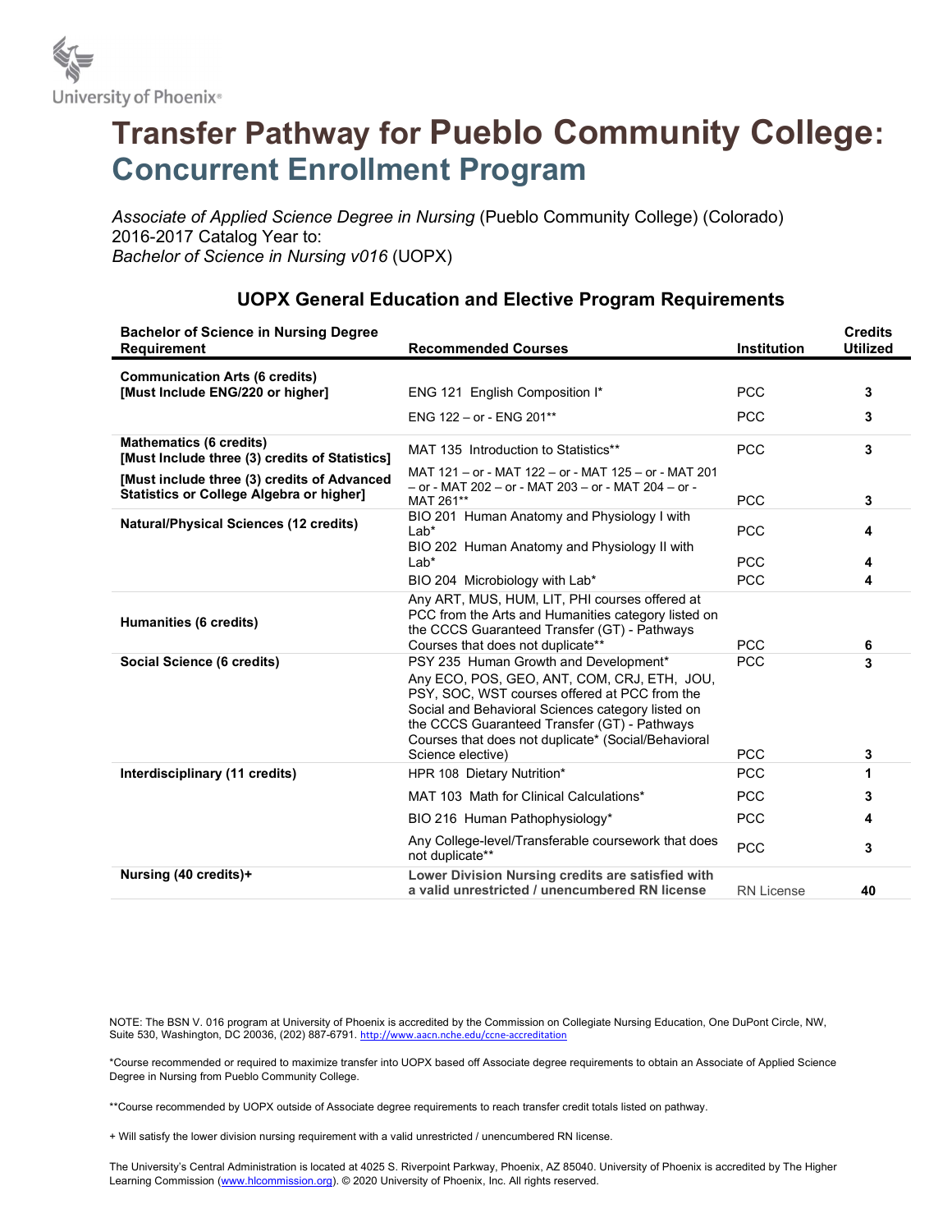# Transfer Pathway for Pueblo Community College: Concurrent Enrollment Program

*Associate of Applied Science Degree in Nursing* (Pueblo Community College) (Colorado)
2016-2017 Catalog Year to:
*Bachelor of Science in Nursing v016* (UOPX)

## UOPX General Education and Elective Program Requirements

| Bachelor of Science in Nursing Degree Requirement | Recommended Courses | Institution | Credits Utilized |
|---|---|---|---|
| **Communication Arts (6 credits) [Must Include ENG/220 or higher]** | ENG 121 English Composition I* | PCC | **3** |
| | ENG 122 – or - ENG 201** | PCC | **3** |
| **Mathematics (6 credits) [Must Include three (3) credits of Statistics]** | MAT 135 Introduction to Statistics** | PCC | **3** |
| **[Must include three (3) credits of Advanced Statistics or College Algebra or higher]** | MAT 121 – or - MAT 122 – or - MAT 125 – or - MAT 201 – or - MAT 202 – or - MAT 203 – or - MAT 204 – or - MAT 261** | PCC | **3** |
| **Natural/Physical Sciences (12 credits)** | BIO 201 Human Anatomy and Physiology I with Lab* | PCC | **4** |
| | BIO 202 Human Anatomy and Physiology II with Lab* | PCC | **4** |
| | BIO 204 Microbiology with Lab* | PCC | **4** |
| **Humanities (6 credits)** | Any ART, MUS, HUM, LIT, PHI courses offered at PCC from the Arts and Humanities category listed on the CCCS Guaranteed Transfer (GT) - Pathways Courses that does not duplicate** | PCC | **6** |
| **Social Science (6 credits)** | PSY 235 Human Growth and Development* | PCC | **3** |
| | Any ECO, POS, GEO, ANT, COM, CRJ, ETH, JOU, PSY, SOC, WST courses offered at PCC from the Social and Behavioral Sciences category listed on the CCCS Guaranteed Transfer (GT) - Pathways Courses that does not duplicate* (Social/Behavioral Science elective) | PCC | **3** |
| **Interdisciplinary (11 credits)** | HPR 108 Dietary Nutrition* | PCC | **1** |
| | MAT 103 Math for Clinical Calculations* | PCC | **3** |
| | BIO 216 Human Pathophysiology* | PCC | **4** |
| | Any College-level/Transferable coursework that does not duplicate** | PCC | **3** |
| **Nursing (40 credits)+** | **Lower Division Nursing credits are satisfied with a valid unrestricted / unencumbered RN license** | RN License | **40** |

NOTE: The BSN V. 016 program at University of Phoenix is accredited by the Commission on Collegiate Nursing Education, One DuPont Circle, NW, Suite 530, Washington, DC 20036, (202) 887-6791. http://www.aacn.nche.edu/ccne-accreditation

*Course recommended or required to maximize transfer into UOPX based off Associate degree requirements to obtain an Associate of Applied Science Degree in Nursing from Pueblo Community College.

**Course recommended by UOPX outside of Associate degree requirements to reach transfer credit totals listed on pathway.

+ Will satisfy the lower division nursing requirement with a valid unrestricted / unencumbered RN license.

The University's Central Administration is located at 4025 S. Riverpoint Parkway, Phoenix, AZ 85040. University of Phoenix is accredited by The Higher Learning Commission (www.hlcommission.org). © 2020 University of Phoenix, Inc. All rights reserved.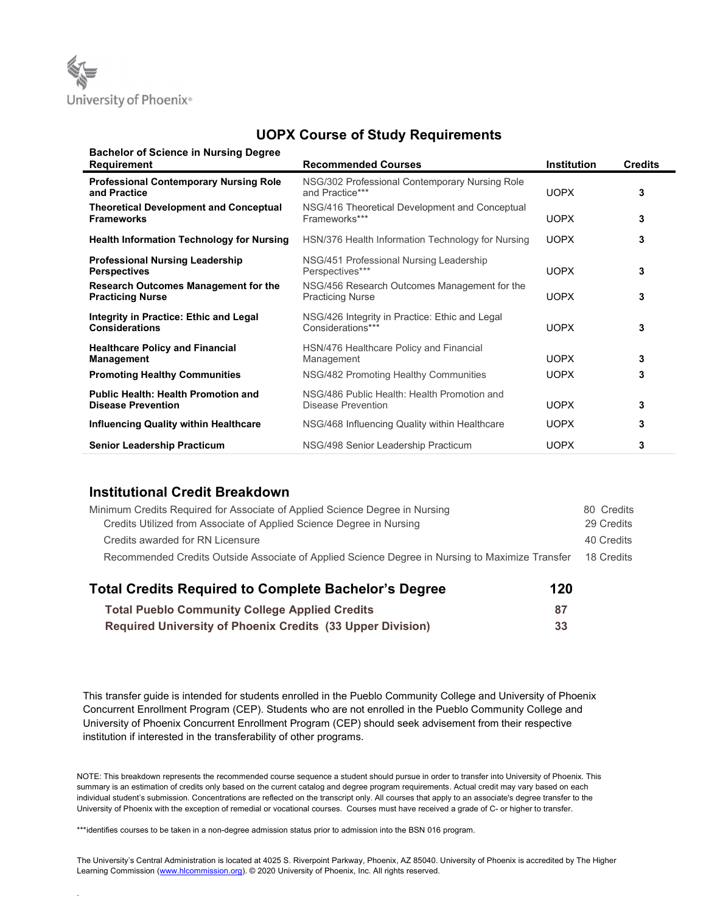University of Phoenix®

## UOPX Course of Study Requirements

| Bachelor of Science in Nursing Degree Requirement | Recommended Courses | Institution | Credits |
|---|---|---|---|
| **Professional Contemporary Nursing Role and Practice** | NSG/302 Professional Contemporary Nursing Role and Practice*** | UOPX | 3 |
| **Theoretical Development and Conceptual Frameworks** | NSG/416 Theoretical Development and Conceptual Frameworks*** | UOPX | 3 |
| **Health Information Technology for Nursing** | HSN/376 Health Information Technology for Nursing | UOPX | 3 |
| **Professional Nursing Leadership Perspectives** | NSG/451 Professional Nursing Leadership Perspectives*** | UOPX | 3 |
| **Research Outcomes Management for the Practicing Nurse** | NSG/456 Research Outcomes Management for the Practicing Nurse | UOPX | 3 |
| **Integrity in Practice: Ethic and Legal Considerations** | NSG/426 Integrity in Practice: Ethic and Legal Considerations*** | UOPX | 3 |
| **Healthcare Policy and Financial Management** | HSN/476 Healthcare Policy and Financial Management | UOPX | 3 |
| **Promoting Healthy Communities** | NSG/482 Promoting Healthy Communities | UOPX | 3 |
| **Public Health: Health Promotion and Disease Prevention** | NSG/486 Public Health: Health Promotion and Disease Prevention | UOPX | 3 |
| **Influencing Quality within Healthcare** | NSG/468 Influencing Quality within Healthcare | UOPX | 3 |
| **Senior Leadership Practicum** | NSG/498 Senior Leadership Practicum | UOPX | 3 |

## Institutional Credit Breakdown

| | |
|---|---|
| Minimum Credits Required for Associate of Applied Science Degree in Nursing | 80 Credits |
| Credits Utilized from Associate of Applied Science Degree in Nursing | 29 Credits |
| Credits awarded for RN Licensure | 40 Credits |
| Recommended Credits Outside Associate of Applied Science Degree in Nursing to Maximize Transfer | 18 Credits |

| | |
|---|---|
| **Total Credits Required to Complete Bachelor's Degree** | **120** |
| **Total Pueblo Community College Applied Credits** | **87** |
| **Required University of Phoenix Credits (33 Upper Division)** | **33** |

This transfer guide is intended for students enrolled in the Pueblo Community College and University of Phoenix Concurrent Enrollment Program (CEP). Students who are not enrolled in the Pueblo Community College and University of Phoenix Concurrent Enrollment Program (CEP) should seek advisement from their respective institution if interested in the transferability of other programs.

NOTE: This breakdown represents the recommended course sequence a student should pursue in order to transfer into University of Phoenix. This summary is an estimation of credits only based on the current catalog and degree program requirements. Actual credit may vary based on each individual student's submission. Concentrations are reflected on the transcript only. All courses that apply to an associate's degree transfer to the University of Phoenix with the exception of remedial or vocational courses. Courses must have received a grade of C- or higher to transfer.

***identifies courses to be taken in a non-degree admission status prior to admission into the BSN 016 program.

The University's Central Administration is located at 4025 S. Riverpoint Parkway, Phoenix, AZ 85040. University of Phoenix is accredited by The Higher Learning Commission (www.hlcommission.org). © 2020 University of Phoenix, Inc. All rights reserved.